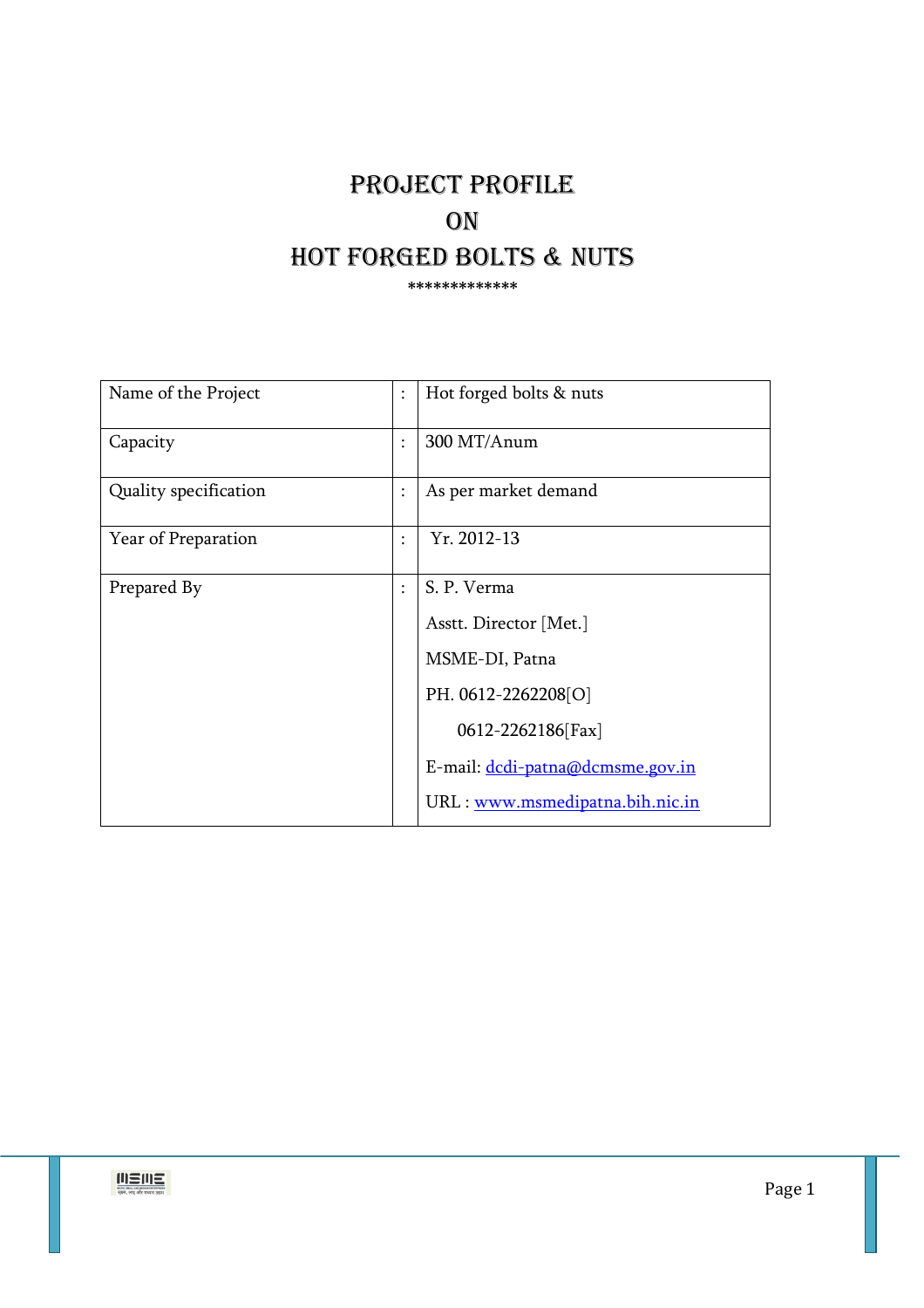# PROJECT PROFILE
# ON
# HOT FORGED BOLTS & NUTS

*************

| | | |
|---|---|---|
| Name of the Project | : | Hot forged bolts & nuts |
| Capacity | : | 300 MT/Anum |
| Quality specification | : | As per market demand |
| Year of Preparation | : | Yr. 2012-13 |
| Prepared By | : | S. P. Verma<br>Asstt. Director [Met.]<br>MSME-DI, Patna<br>PH. 0612-2262208[O]<br>0612-2262186[Fax]<br>E-mail: dcdi-patna@dcmsme.gov.in<br>URL : www.msmedipatna.bih.nic.in |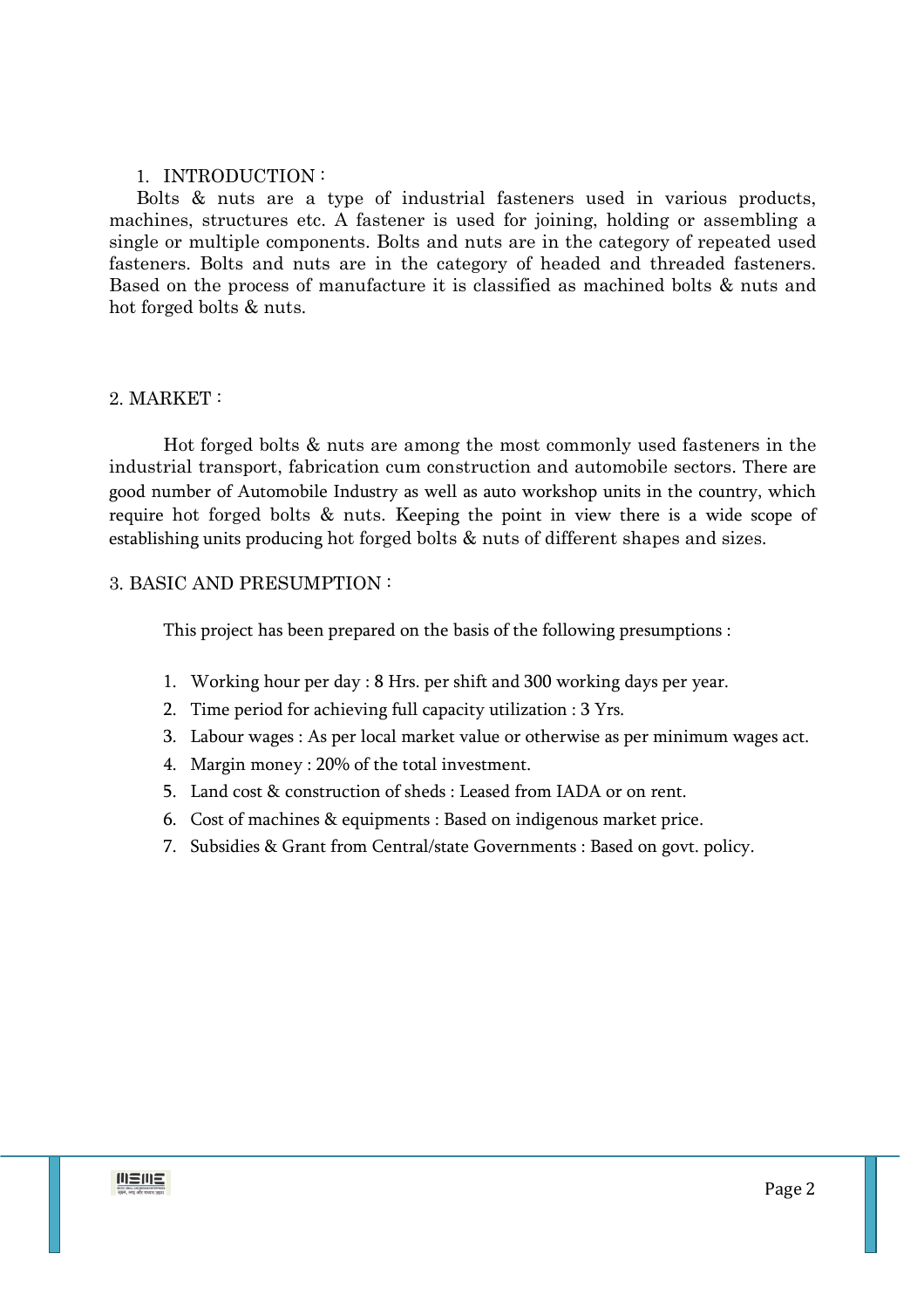## 1. INTRODUCTION :

Bolts & nuts are a type of industrial fasteners used in various products, machines, structures etc. A fastener is used for joining, holding or assembling a single or multiple components. Bolts and nuts are in the category of repeated used fasteners. Bolts and nuts are in the category of headed and threaded fasteners. Based on the process of manufacture it is classified as machined bolts & nuts and hot forged bolts & nuts.

## 2. MARKET :

Hot forged bolts & nuts are among the most commonly used fasteners in the industrial transport, fabrication cum construction and automobile sectors. There are good number of Automobile Industry as well as auto workshop units in the country, which require hot forged bolts & nuts. Keeping the point in view there is a wide scope of establishing units producing hot forged bolts & nuts of different shapes and sizes.

## 3. BASIC AND PRESUMPTION :

This project has been prepared on the basis of the following presumptions :

1. Working hour per day : 8 Hrs. per shift and 300 working days per year.
2. Time period for achieving full capacity utilization : 3 Yrs.
3. Labour wages : As per local market value or otherwise as per minimum wages act.
4. Margin money : 20% of the total investment.
5. Land cost & construction of sheds : Leased from IADA or on rent.
6. Cost of machines & equipments : Based on indigenous market price.
7. Subsidies & Grant from Central/state Governments : Based on govt. policy.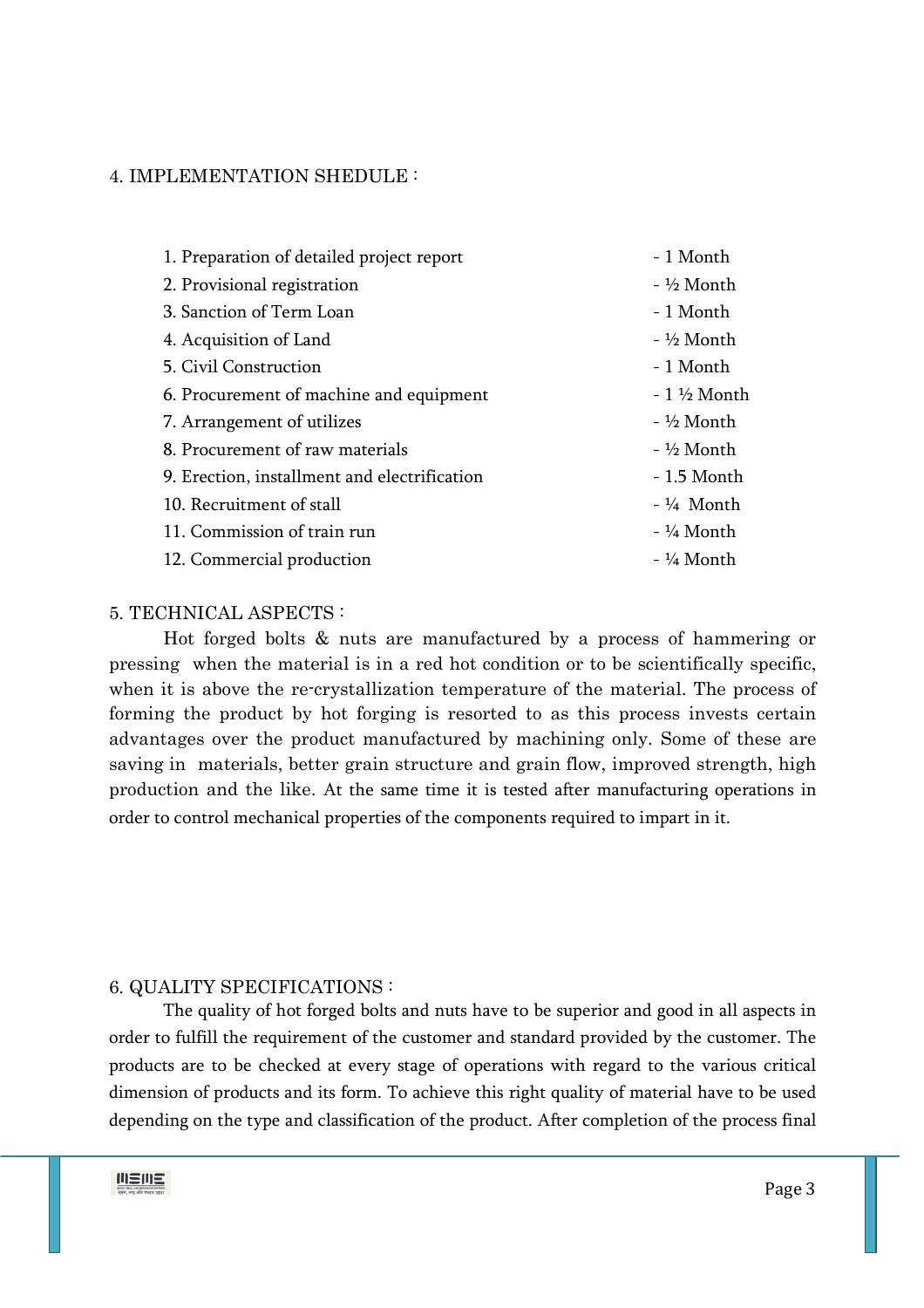## 4. IMPLEMENTATION SHEDULE :

| | |
|---|---|
| 1. Preparation of detailed project report | - 1 Month |
| 2. Provisional registration | - ½ Month |
| 3. Sanction of Term Loan | - 1 Month |
| 4. Acquisition of Land | - ½ Month |
| 5. Civil Construction | - 1 Month |
| 6. Procurement of machine and equipment | - 1 ½ Month |
| 7. Arrangement of utilizes | - ½ Month |
| 8. Procurement of raw materials | - ½ Month |
| 9. Erection, installment and electrification | - 1.5 Month |
| 10. Recruitment of stall | - ¼ Month |
| 11. Commission of train run | - ¼ Month |
| 12. Commercial production | - ¼ Month |

## 5. TECHNICAL ASPECTS :

Hot forged bolts & nuts are manufactured by a process of hammering or pressing when the material is in a red hot condition or to be scientifically specific, when it is above the re-crystallization temperature of the material. The process of forming the product by hot forging is resorted to as this process invests certain advantages over the product manufactured by machining only. Some of these are saving in materials, better grain structure and grain flow, improved strength, high production and the like. At the same time it is tested after manufacturing operations in order to control mechanical properties of the components required to impart in it.

## 6. QUALITY SPECIFICATIONS :

The quality of hot forged bolts and nuts have to be superior and good in all aspects in order to fulfill the requirement of the customer and standard provided by the customer. The products are to be checked at every stage of operations with regard to the various critical dimension of products and its form. To achieve this right quality of material have to be used depending on the type and classification of the product. After completion of the process final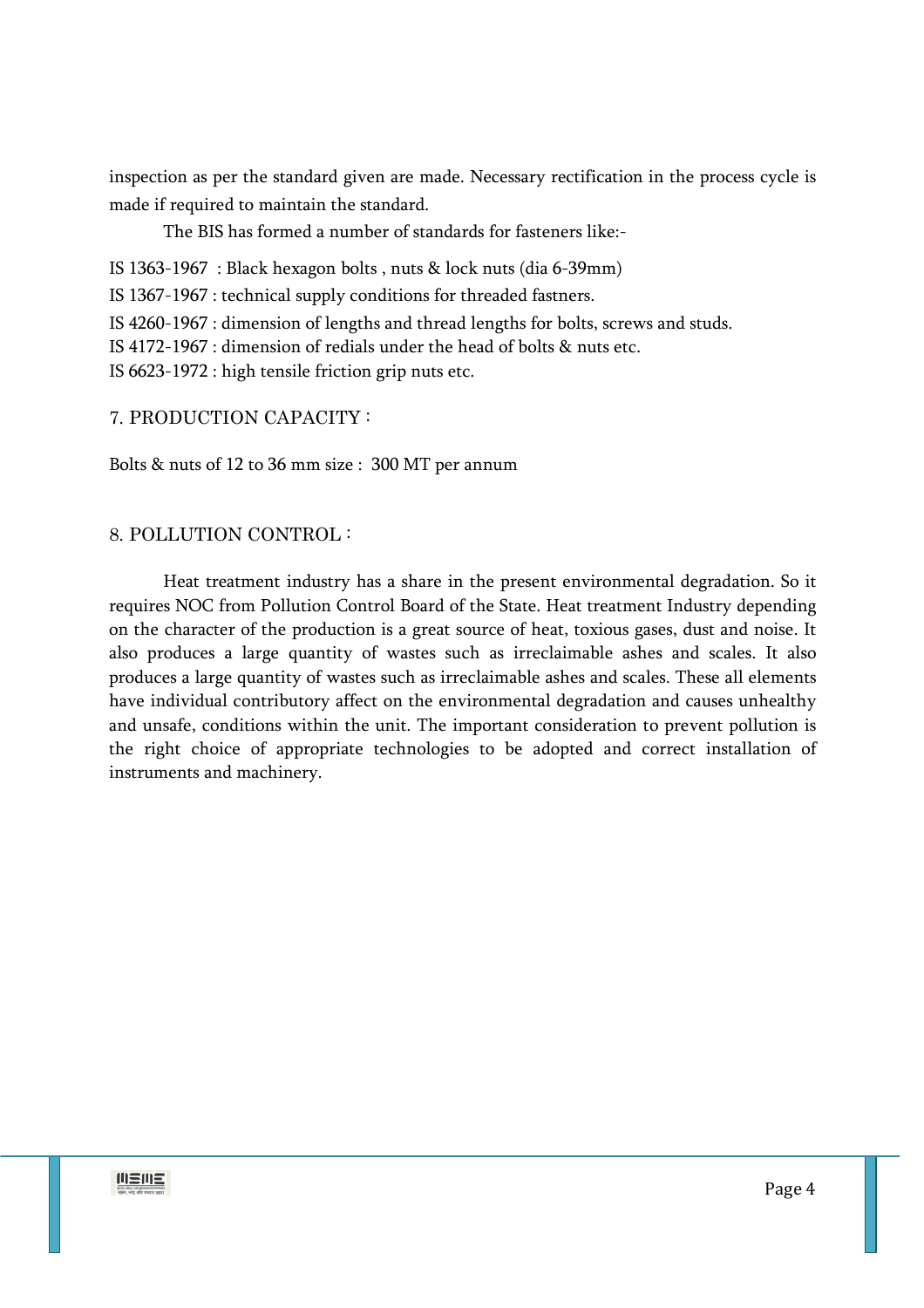inspection as per the standard given are made. Necessary rectification in the process cycle is made if required to maintain the standard.

The BIS has formed a number of standards for fasteners like:-

IS 1363-1967 : Black hexagon bolts , nuts & lock nuts (dia 6-39mm)

IS 1367-1967 : technical supply conditions for threaded fastners.

IS 4260-1967 : dimension of lengths and thread lengths for bolts, screws and studs.

IS 4172-1967 : dimension of redials under the head of bolts & nuts etc.

IS 6623-1972 : high tensile friction grip nuts etc.

## 7. PRODUCTION CAPACITY :

Bolts & nuts of 12 to 36 mm size : 300 MT per annum

## 8. POLLUTION CONTROL :

Heat treatment industry has a share in the present environmental degradation. So it requires NOC from Pollution Control Board of the State. Heat treatment Industry depending on the character of the production is a great source of heat, toxious gases, dust and noise. It also produces a large quantity of wastes such as irreclaimable ashes and scales. It also produces a large quantity of wastes such as irreclaimable ashes and scales. These all elements have individual contributory affect on the environmental degradation and causes unhealthy and unsafe, conditions within the unit. The important consideration to prevent pollution is the right choice of appropriate technologies to be adopted and correct installation of instruments and machinery.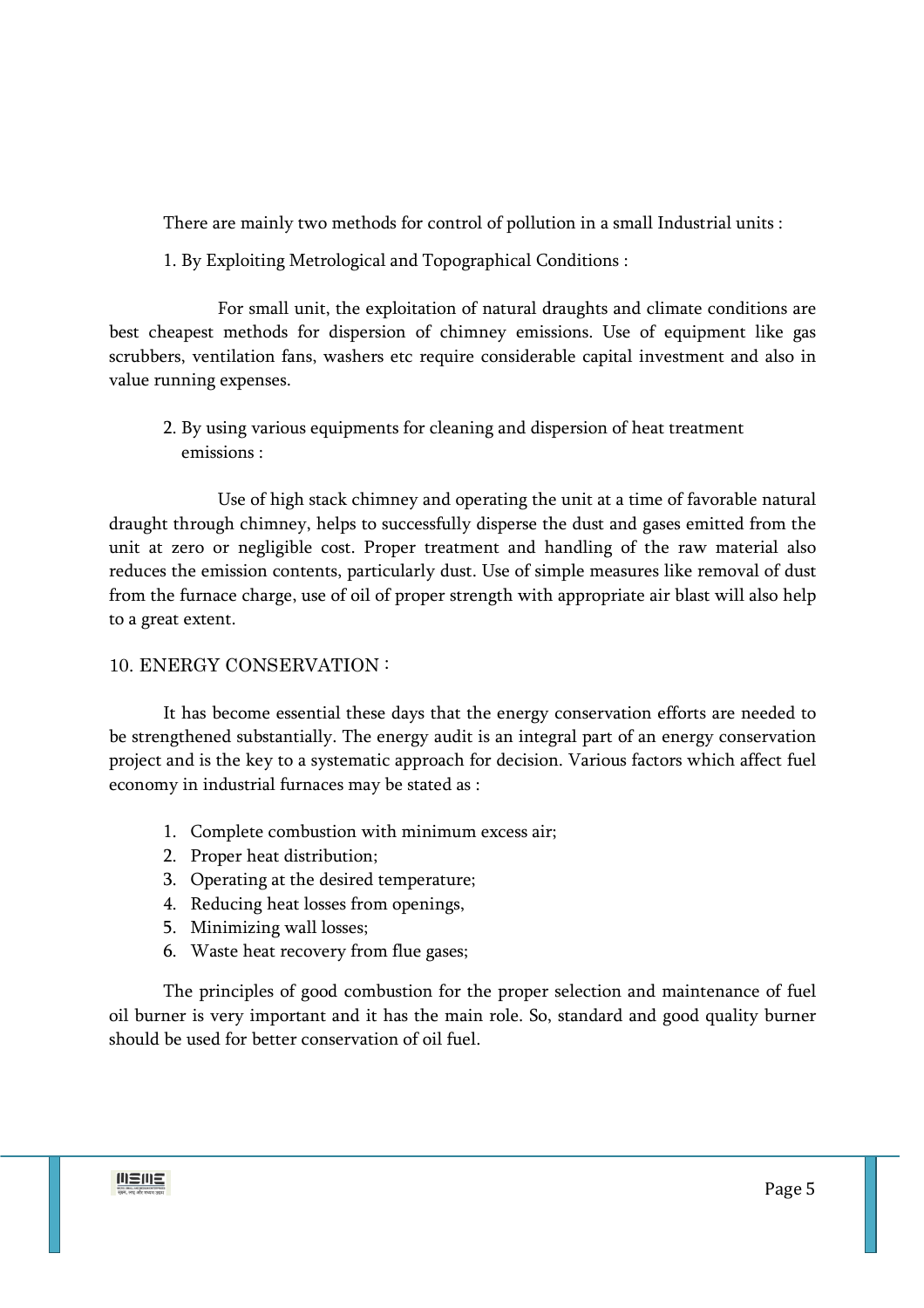There are mainly two methods for control of pollution in a small Industrial units :

1. By Exploiting Metrological and Topographical Conditions :

For small unit, the exploitation of natural draughts and climate conditions are best cheapest methods for dispersion of chimney emissions. Use of equipment like gas scrubbers, ventilation fans, washers etc require considerable capital investment and also in value running expenses.

2. By using various equipments for cleaning and dispersion of heat treatment emissions :

Use of high stack chimney and operating the unit at a time of favorable natural draught through chimney, helps to successfully disperse the dust and gases emitted from the unit at zero or negligible cost. Proper treatment and handling of the raw material also reduces the emission contents, particularly dust. Use of simple measures like removal of dust from the furnace charge, use of oil of proper strength with appropriate air blast will also help to a great extent.

## 10. ENERGY CONSERVATION :

It has become essential these days that the energy conservation efforts are needed to be strengthened substantially. The energy audit is an integral part of an energy conservation project and is the key to a systematic approach for decision. Various factors which affect fuel economy in industrial furnaces may be stated as :

1. Complete combustion with minimum excess air;
2. Proper heat distribution;
3. Operating at the desired temperature;
4. Reducing heat losses from openings,
5. Minimizing wall losses;
6. Waste heat recovery from flue gases;

The principles of good combustion for the proper selection and maintenance of fuel oil burner is very important and it has the main role. So, standard and good quality burner should be used for better conservation of oil fuel.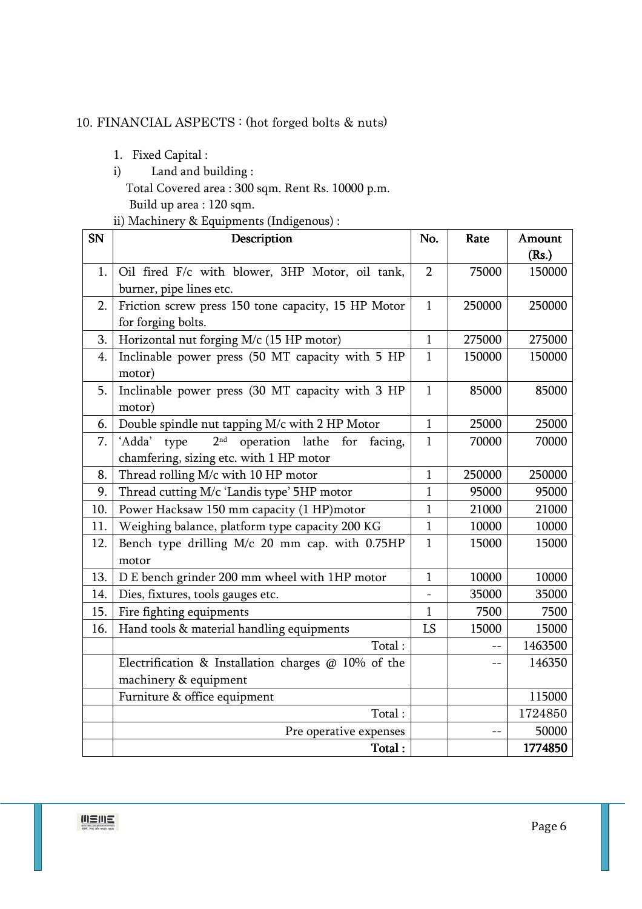10. FINANCIAL ASPECTS : (hot forged bolts & nuts)

1. Fixed Capital :

i) Land and building :

Total Covered area : 300 sqm. Rent Rs. 10000 p.m.

Build up area : 120 sqm.

ii) Machinery & Equipments (Indigenous) :

| SN | Description | No. | Rate | Amount (Rs.) |
|---|---|---|---|---|
| 1. | Oil fired F/c with blower, 3HP Motor, oil tank, burner, pipe lines etc. | 2 | 75000 | 150000 |
| 2. | Friction screw press 150 tone capacity, 15 HP Motor for forging bolts. | 1 | 250000 | 250000 |
| 3. | Horizontal nut forging M/c (15 HP motor) | 1 | 275000 | 275000 |
| 4. | Inclinable power press (50 MT capacity with 5 HP motor) | 1 | 150000 | 150000 |
| 5. | Inclinable power press (30 MT capacity with 3 HP motor) | 1 | 85000 | 85000 |
| 6. | Double spindle nut tapping M/c with 2 HP Motor | 1 | 25000 | 25000 |
| 7. | 'Adda' type 2nd operation lathe for facing, chamfering, sizing etc. with 1 HP motor | 1 | 70000 | 70000 |
| 8. | Thread rolling M/c with 10 HP motor | 1 | 250000 | 250000 |
| 9. | Thread cutting M/c 'Landis type' 5HP motor | 1 | 95000 | 95000 |
| 10. | Power Hacksaw 150 mm capacity (1 HP)motor | 1 | 21000 | 21000 |
| 11. | Weighing balance, platform type capacity 200 KG | 1 | 10000 | 10000 |
| 12. | Bench type drilling M/c 20 mm cap. with 0.75HP motor | 1 | 15000 | 15000 |
| 13. | D E bench grinder 200 mm wheel with 1HP motor | 1 | 10000 | 10000 |
| 14. | Dies, fixtures, tools gauges etc. | - | 35000 | 35000 |
| 15. | Fire fighting equipments | 1 | 7500 | 7500 |
| 16. | Hand tools & material handling equipments | LS | 15000 | 15000 |
| | Total : | | -- | 1463500 |
| | Electrification & Installation charges @ 10% of the machinery & equipment | | -- | 146350 |
| | Furniture & office equipment | | | 115000 |
| | Total : | | | 1724850 |
| | Pre operative expenses | | -- | 50000 |
| | **Total :** | | | **1774850** |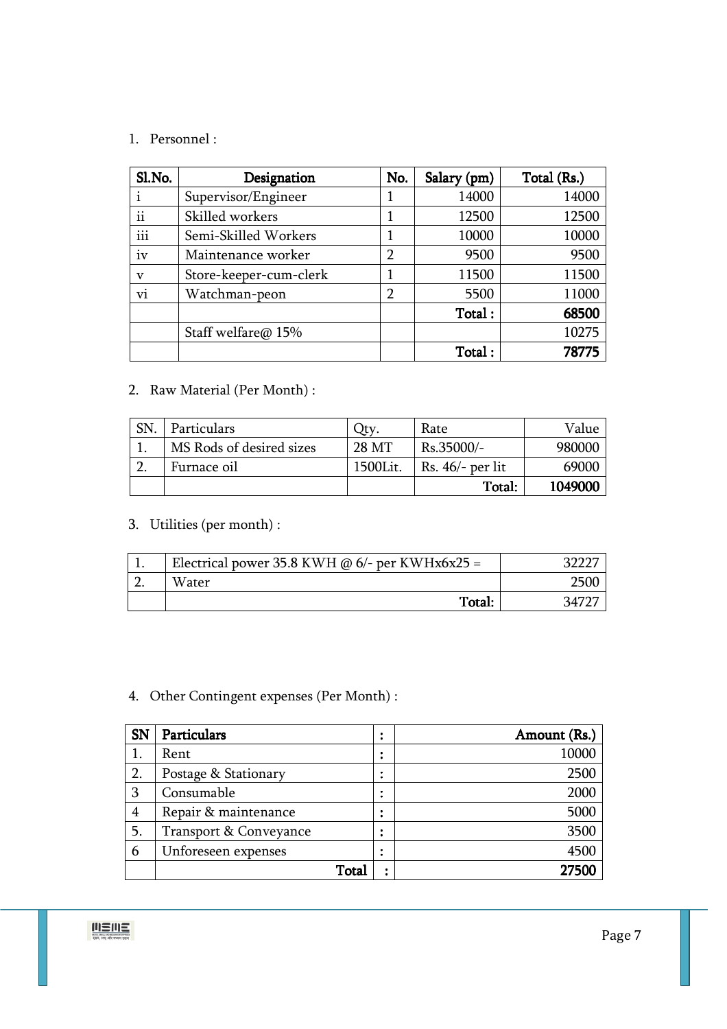1. Personnel :

| Sl.No. | Designation | No. | Salary (pm) | Total (Rs.) |
|---|---|---|---|---|
| i | Supervisor/Engineer | 1 | 14000 | 14000 |
| ii | Skilled workers | 1 | 12500 | 12500 |
| iii | Semi-Skilled Workers | 1 | 10000 | 10000 |
| iv | Maintenance worker | 2 | 9500 | 9500 |
| v | Store-keeper-cum-clerk | 1 | 11500 | 11500 |
| vi | Watchman-peon | 2 | 5500 | 11000 |
| | | | **Total :** | **68500** |
| | Staff welfare@ 15% | | | 10275 |
| | | | **Total :** | **78775** |

2. Raw Material (Per Month) :

| SN. | Particulars | Qty. | Rate | Value |
|---|---|---|---|---|
| 1. | MS Rods of desired sizes | 28 MT | Rs.35000/- | 980000 |
| 2. | Furnace oil | 1500Lit. | Rs. 46/- per lit | 69000 |
| | | | **Total:** | **1049000** |

3. Utilities (per month) :

| | | |
|---|---|---|
| 1. | Electrical power 35.8 KWH @ 6/- per KWHx6x25 = | 32227 |
| 2. | Water | 2500 |
| | **Total:** | 34727 |

4. Other Contingent expenses (Per Month) :

| SN | Particulars | : | Amount (Rs.) |
|---|---|---|---|
| 1. | Rent | : | 10000 |
| 2. | Postage & Stationary | : | 2500 |
| 3 | Consumable | : | 2000 |
| 4 | Repair & maintenance | : | 5000 |
| 5. | Transport & Conveyance | : | 3500 |
| 6 | Unforeseen expenses | : | 4500 |
| | **Total** | : | **27500** |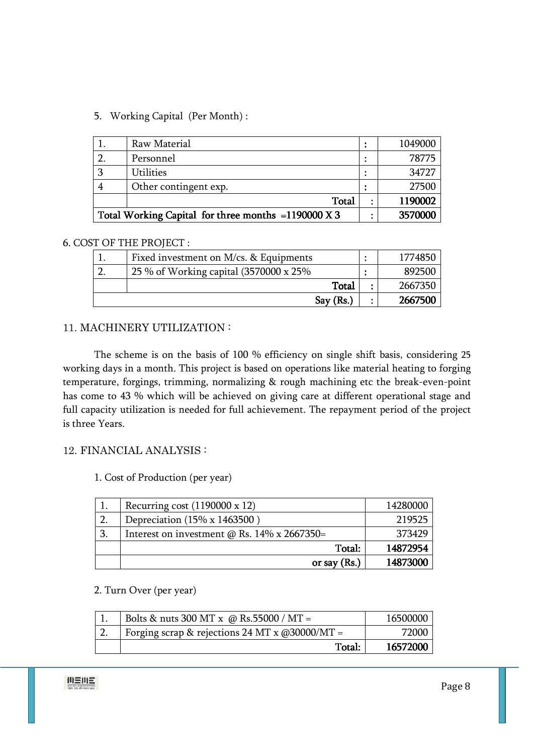5. Working Capital (Per Month) :

| | | | |
|---|---|---|---|
| 1. | Raw Material | : | 1049000 |
| 2. | Personnel | : | 78775 |
| 3 | Utilities | : | 34727 |
| 4 | Other contingent exp. | : | 27500 |
| | **Total** | : | **1190002** |
| **Total Working Capital for three months =1190000 X 3** | | : | **3570000** |

6. COST OF THE PROJECT :

| | | | |
|---|---|---|---|
| 1. | Fixed investment on M/cs. & Equipments | : | 1774850 |
| 2. | 25 % of Working capital (3570000 x 25% | : | 892500 |
| | **Total** | : | 2667350 |
| | **Say (Rs.)** | : | **2667500** |

11. MACHINERY UTILIZATION :

The scheme is on the basis of 100 % efficiency on single shift basis, considering 25 working days in a month. This project is based on operations like material heating to forging temperature, forgings, trimming, normalizing & rough machining etc the break-even-point has come to 43 % which will be achieved on giving care at different operational stage and full capacity utilization is needed for full achievement. The repayment period of the project is three Years.

12. FINANCIAL ANALYSIS :

1. Cost of Production (per year)

| | | |
|---|---|---|
| 1. | Recurring cost (1190000 x 12) | 14280000 |
| 2. | Depreciation (15% x 1463500 ) | 219525 |
| 3. | Interest on investment @ Rs. 14% x 2667350= | 373429 |
| | **Total:** | **14872954** |
| | **or say (Rs.)** | **14873000** |

2. Turn Over (per year)

| | | |
|---|---|---|
| 1. | Bolts & nuts 300 MT x @ Rs.55000 / MT = | 16500000 |
| 2. | Forging scrap & rejections 24 MT x @30000/MT = | 72000 |
| | **Total:** | **16572000** |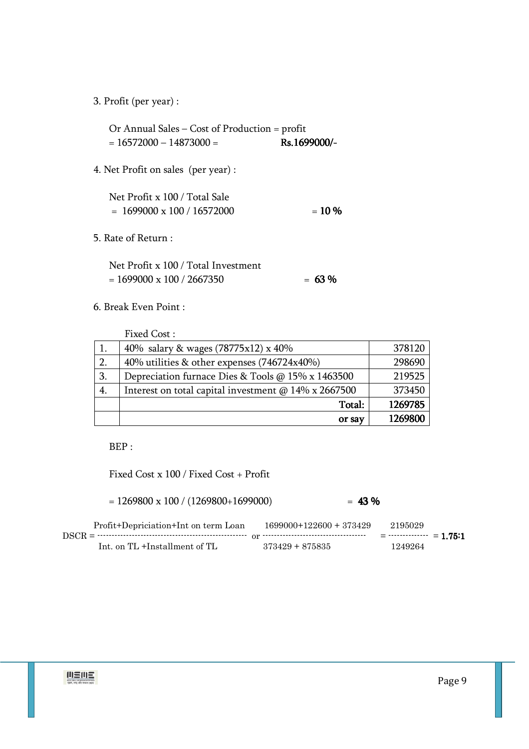3. Profit (per year) :

Or Annual Sales – Cost of Production = profit
= 16572000 – 14873000 = **Rs.1699000/-**

4. Net Profit on sales (per year) :

Net Profit x 100 / Total Sale
= 1699000 x 100 / 16572000 = **10 %**

5. Rate of Return :

Net Profit x 100 / Total Investment
= 1699000 x 100 / 2667350 = **63 %**

6. Break Even Point :

Fixed Cost :

| | | |
|---|---|---|
| 1. | 40% salary & wages (78775x12) x 40% | 378120 |
| 2. | 40% utilities & other expenses (746724x40%) | 298690 |
| 3. | Depreciation furnace Dies & Tools @ 15% x 1463500 | 219525 |
| 4. | Interest on total capital investment @ 14% x 2667500 | 373450 |
| | **Total:** | **1269785** |
| | **or say** | **1269800** |

BEP :

Fixed Cost x 100 / Fixed Cost + Profit

= 1269800 x 100 / (1269800+1699000) = **43 %**

$$\text{DSCR} = \frac{\text{Profit+Depriciation+Int on term Loan}}{\text{Int. on TL +Installment of TL}} \text{ or } \frac{1699000+122600+373429}{373429+875835} = \frac{2195029}{1249264} = \mathbf{1.75:1}$$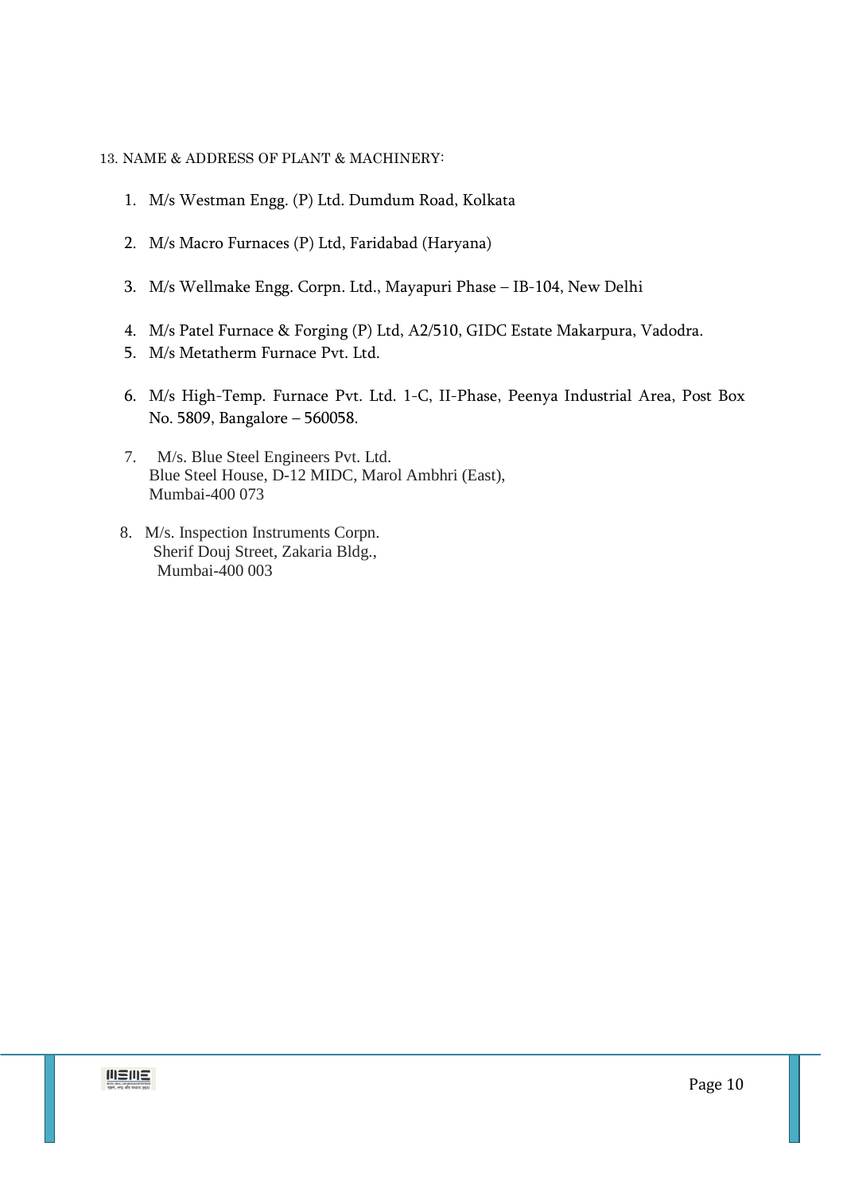13. NAME & ADDRESS OF PLANT & MACHINERY:

1. M/s Westman Engg. (P) Ltd. Dumdum Road, Kolkata
2. M/s Macro Furnaces (P) Ltd, Faridabad (Haryana)
3. M/s Wellmake Engg. Corpn. Ltd., Mayapuri Phase – IB-104, New Delhi
4. M/s Patel Furnace & Forging (P) Ltd, A2/510, GIDC Estate Makarpura, Vadodra.
5. M/s Metatherm Furnace Pvt. Ltd.
6. M/s High-Temp. Furnace Pvt. Ltd. 1-C, II-Phase, Peenya Industrial Area, Post Box No. 5809, Bangalore – 560058.
7. M/s. Blue Steel Engineers Pvt. Ltd.
   Blue Steel House, D-12 MIDC, Marol Ambhri (East),
   Mumbai-400 073
8. M/s. Inspection Instruments Corpn.
   Sherif Douj Street, Zakaria Bldg.,
   Mumbai-400 003